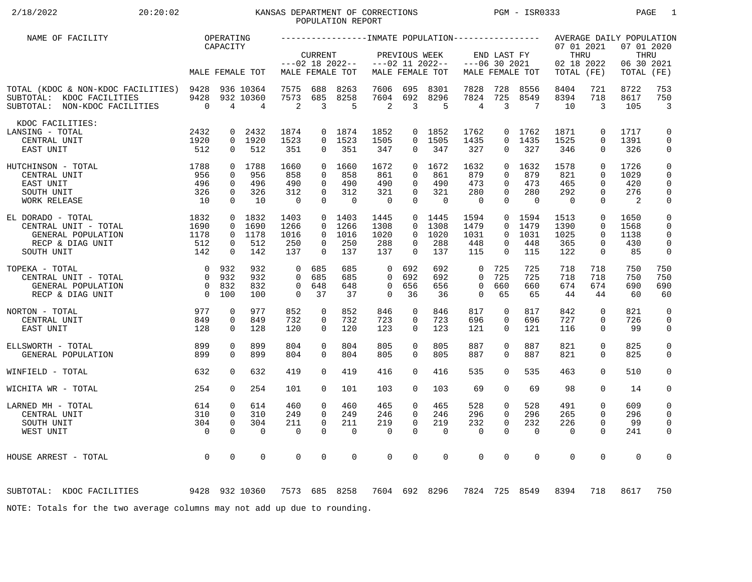# KANSAS DEPARTMENT OF CORRECTIONS
## POPULATION REPORT

2/18/2022 20:20:02 PGM - ISR0333

| NAME OF FACILITY | OPERATING CAPACITY | | | INMATE POPULATION CURRENT ---02 18 2022-- | | | PREVIOUS WEEK ---02 11 2022-- | | | END LAST FY ---06 30 2021 | | | AVERAGE DAILY POPULATION 07 01 2021 THRU 02 18 2022 | | 07 01 2020 THRU 06 30 2021 | |
|---|---|---|---|---|---|---|---|---|---|---|---|---|---|---|---|---|
| | MALE | FEMALE | TOT | MALE | FEMALE | TOT | MALE | FEMALE | TOT | MALE | FEMALE | TOT | TOTAL | (FE) | TOTAL | (FE) |
| TOTAL (KDOC & NON-KDOC FACILITIES) | 9428 | 936 | 10364 | 7575 | 688 | 8263 | 7606 | 695 | 8301 | 7828 | 728 | 8556 | 8404 | 721 | 8722 | 753 |
| SUBTOTAL: KDOC FACILITIES | 9428 | 932 | 10360 | 7573 | 685 | 8258 | 7604 | 692 | 8296 | 7824 | 725 | 8549 | 8394 | 718 | 8617 | 750 |
| SUBTOTAL: NON-KDOC FACILITIES | 0 | 4 | 4 | 2 | 3 | 5 | 2 | 3 | 5 | 4 | 3 | 7 | 10 | 3 | 105 | 3 |
| KDOC FACILITIES: | | | | | | | | | | | | | | | | |
| LANSING - TOTAL | 2432 | 0 | 2432 | 1874 | 0 | 1874 | 1852 | 0 | 1852 | 1762 | 0 | 1762 | 1871 | 0 | 1717 | 0 |
| CENTRAL UNIT | 1920 | 0 | 1920 | 1523 | 0 | 1523 | 1505 | 0 | 1505 | 1435 | 0 | 1435 | 1525 | 0 | 1391 | 0 |
| EAST UNIT | 512 | 0 | 512 | 351 | 0 | 351 | 347 | 0 | 347 | 327 | 0 | 327 | 346 | 0 | 326 | 0 |
| HUTCHINSON - TOTAL | 1788 | 0 | 1788 | 1660 | 0 | 1660 | 1672 | 0 | 1672 | 1632 | 0 | 1632 | 1578 | 0 | 1726 | 0 |
| CENTRAL UNIT | 956 | 0 | 956 | 858 | 0 | 858 | 861 | 0 | 861 | 879 | 0 | 879 | 821 | 0 | 1029 | 0 |
| EAST UNIT | 496 | 0 | 496 | 490 | 0 | 490 | 490 | 0 | 490 | 473 | 0 | 473 | 465 | 0 | 420 | 0 |
| SOUTH UNIT | 326 | 0 | 326 | 312 | 0 | 312 | 321 | 0 | 321 | 280 | 0 | 280 | 292 | 0 | 276 | 0 |
| WORK RELEASE | 10 | 0 | 10 | 0 | 0 | 0 | 0 | 0 | 0 | 0 | 0 | 0 | 0 | 0 | 2 | 0 |
| EL DORADO - TOTAL | 1832 | 0 | 1832 | 1403 | 0 | 1403 | 1445 | 0 | 1445 | 1594 | 0 | 1594 | 1513 | 0 | 1650 | 0 |
| CENTRAL UNIT - TOTAL | 1690 | 0 | 1690 | 1266 | 0 | 1266 | 1308 | 0 | 1308 | 1479 | 0 | 1479 | 1390 | 0 | 1568 | 0 |
| GENERAL POPULATION | 1178 | 0 | 1178 | 1016 | 0 | 1016 | 1020 | 0 | 1020 | 1031 | 0 | 1031 | 1025 | 0 | 1138 | 0 |
| RECP & DIAG UNIT | 512 | 0 | 512 | 250 | 0 | 250 | 288 | 0 | 288 | 448 | 0 | 448 | 365 | 0 | 430 | 0 |
| SOUTH UNIT | 142 | 0 | 142 | 137 | 0 | 137 | 137 | 0 | 137 | 115 | 0 | 115 | 122 | 0 | 85 | 0 |
| TOPEKA - TOTAL | 0 | 932 | 932 | 0 | 685 | 685 | 0 | 692 | 692 | 0 | 725 | 725 | 718 | 718 | 750 | 750 |
| CENTRAL UNIT - TOTAL | 0 | 932 | 932 | 0 | 685 | 685 | 0 | 692 | 692 | 0 | 725 | 725 | 718 | 718 | 750 | 750 |
| GENERAL POPULATION | 0 | 832 | 832 | 0 | 648 | 648 | 0 | 656 | 656 | 0 | 660 | 660 | 674 | 674 | 690 | 690 |
| RECP & DIAG UNIT | 0 | 100 | 100 | 0 | 37 | 37 | 0 | 36 | 36 | 0 | 65 | 65 | 44 | 44 | 60 | 60 |
| NORTON - TOTAL | 977 | 0 | 977 | 852 | 0 | 852 | 846 | 0 | 846 | 817 | 0 | 817 | 842 | 0 | 821 | 0 |
| CENTRAL UNIT | 849 | 0 | 849 | 732 | 0 | 732 | 723 | 0 | 723 | 696 | 0 | 696 | 727 | 0 | 726 | 0 |
| EAST UNIT | 128 | 0 | 128 | 120 | 0 | 120 | 123 | 0 | 123 | 121 | 0 | 121 | 116 | 0 | 99 | 0 |
| ELLSWORTH - TOTAL | 899 | 0 | 899 | 804 | 0 | 804 | 805 | 0 | 805 | 887 | 0 | 887 | 821 | 0 | 825 | 0 |
| GENERAL POPULATION | 899 | 0 | 899 | 804 | 0 | 804 | 805 | 0 | 805 | 887 | 0 | 887 | 821 | 0 | 825 | 0 |
| WINFIELD - TOTAL | 632 | 0 | 632 | 419 | 0 | 419 | 416 | 0 | 416 | 535 | 0 | 535 | 463 | 0 | 510 | 0 |
| WICHITA WR - TOTAL | 254 | 0 | 254 | 101 | 0 | 101 | 103 | 0 | 103 | 69 | 0 | 69 | 98 | 0 | 14 | 0 |
| LARNED MH - TOTAL | 614 | 0 | 614 | 460 | 0 | 460 | 465 | 0 | 465 | 528 | 0 | 528 | 491 | 0 | 609 | 0 |
| CENTRAL UNIT | 310 | 0 | 310 | 249 | 0 | 249 | 246 | 0 | 246 | 296 | 0 | 296 | 265 | 0 | 296 | 0 |
| SOUTH UNIT | 304 | 0 | 304 | 211 | 0 | 211 | 219 | 0 | 219 | 232 | 0 | 232 | 226 | 0 | 99 | 0 |
| WEST UNIT | 0 | 0 | 0 | 0 | 0 | 0 | 0 | 0 | 0 | 0 | 0 | 0 | 0 | 0 | 241 | 0 |
| HOUSE ARREST - TOTAL | 0 | 0 | 0 | 0 | 0 | 0 | 0 | 0 | 0 | 0 | 0 | 0 | 0 | 0 | 0 | 0 |
| SUBTOTAL: KDOC FACILITIES | 9428 | 932 | 10360 | 7573 | 685 | 8258 | 7604 | 692 | 8296 | 7824 | 725 | 8549 | 8394 | 718 | 8617 | 750 |

NOTE: Totals for the two average columns may not add up due to rounding.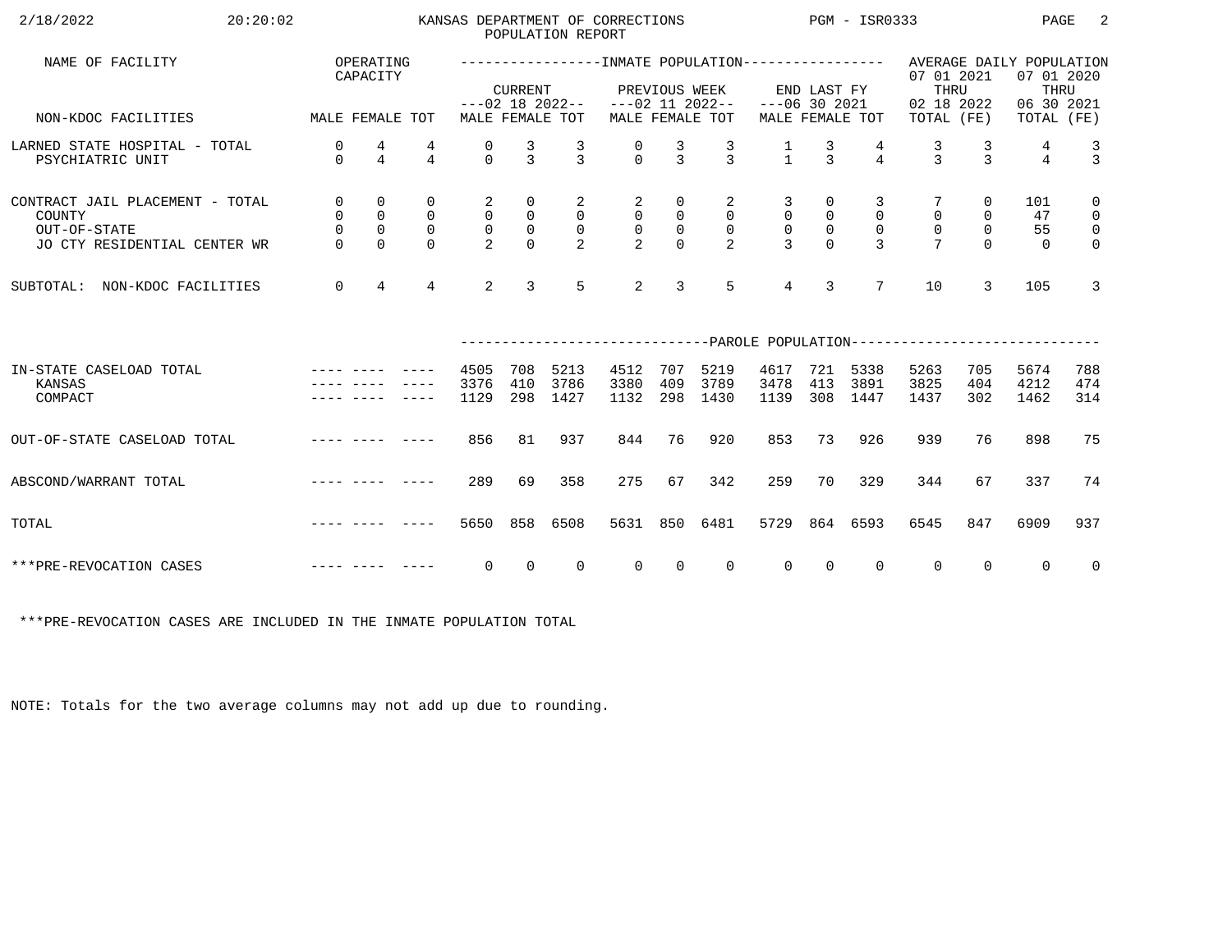KANSAS DEPARTMENT OF CORRECTIONS
POPULATION REPORT

2/18/2022 20:20:02 PGM - ISR0333

| NAME OF FACILITY | OPERATING CAPACITY | | | INMATE POPULATION | | | | | | | | | AVERAGE DAILY POPULATION | | | |
|---|---|---|---|---|---|---|---|---|---|---|---|---|---|---|---|---|
| | | | | CURRENT ---02 18 2022-- | | | PREVIOUS WEEK ---02 11 2022-- | | | END LAST FY ---06 30 2021 | | | 07 01 2021 THRU 02 18 2022 | | 07 01 2020 THRU 06 30 2021 | |
| NON-KDOC FACILITIES | MALE | FEMALE | TOT | MALE | FEMALE | TOT | MALE | FEMALE | TOT | MALE | FEMALE | TOT | TOTAL | (FE) | TOTAL | (FE) |
| LARNED STATE HOSPITAL - TOTAL | 0 | 4 | 4 | 0 | 3 | 3 | 0 | 3 | 3 | 1 | 3 | 4 | 3 | 3 | 4 | 3 |
| PSYCHIATRIC UNIT | 0 | 4 | 4 | 0 | 3 | 3 | 0 | 3 | 3 | 1 | 3 | 4 | 3 | 3 | 4 | 3 |
| CONTRACT JAIL PLACEMENT - TOTAL | 0 | 0 | 0 | 2 | 0 | 2 | 2 | 0 | 2 | 3 | 0 | 3 | 7 | 0 | 101 | 0 |
| COUNTY | 0 | 0 | 0 | 0 | 0 | 0 | 0 | 0 | 0 | 0 | 0 | 0 | 0 | 0 | 47 | 0 |
| OUT-OF-STATE | 0 | 0 | 0 | 0 | 0 | 0 | 0 | 0 | 0 | 0 | 0 | 0 | 0 | 0 | 55 | 0 |
| JO CTY RESIDENTIAL CENTER WR | 0 | 0 | 0 | 2 | 0 | 2 | 2 | 0 | 2 | 3 | 0 | 3 | 7 | 0 | 0 | 0 |
| SUBTOTAL: NON-KDOC FACILITIES | 0 | 4 | 4 | 2 | 3 | 5 | 2 | 3 | 5 | 4 | 3 | 7 | 10 | 3 | 105 | 3 |

| | OPERATING CAPACITY | | | PAROLE POPULATION | | | | | | | | | | | | |
|---|---|---|---|---|---|---|---|---|---|---|---|---|---|---|---|---|
| IN-STATE CASELOAD TOTAL | ---- | ---- | ---- | 4505 | 708 | 5213 | 4512 | 707 | 5219 | 4617 | 721 | 5338 | 5263 | 705 | 5674 | 788 |
| KANSAS | ---- | ---- | ---- | 3376 | 410 | 3786 | 3380 | 409 | 3789 | 3478 | 413 | 3891 | 3825 | 404 | 4212 | 474 |
| COMPACT | ---- | ---- | ---- | 1129 | 298 | 1427 | 1132 | 298 | 1430 | 1139 | 308 | 1447 | 1437 | 302 | 1462 | 314 |
| OUT-OF-STATE CASELOAD TOTAL | ---- | ---- | ---- | 856 | 81 | 937 | 844 | 76 | 920 | 853 | 73 | 926 | 939 | 76 | 898 | 75 |
| ABSCOND/WARRANT TOTAL | ---- | ---- | ---- | 289 | 69 | 358 | 275 | 67 | 342 | 259 | 70 | 329 | 344 | 67 | 337 | 74 |
| TOTAL | ---- | ---- | ---- | 5650 | 858 | 6508 | 5631 | 850 | 6481 | 5729 | 864 | 6593 | 6545 | 847 | 6909 | 937 |
| ***PRE-REVOCATION CASES | ---- | ---- | ---- | 0 | 0 | 0 | 0 | 0 | 0 | 0 | 0 | 0 | 0 | 0 | 0 | 0 |

***PRE-REVOCATION CASES ARE INCLUDED IN THE INMATE POPULATION TOTAL

NOTE: Totals for the two average columns may not add up due to rounding.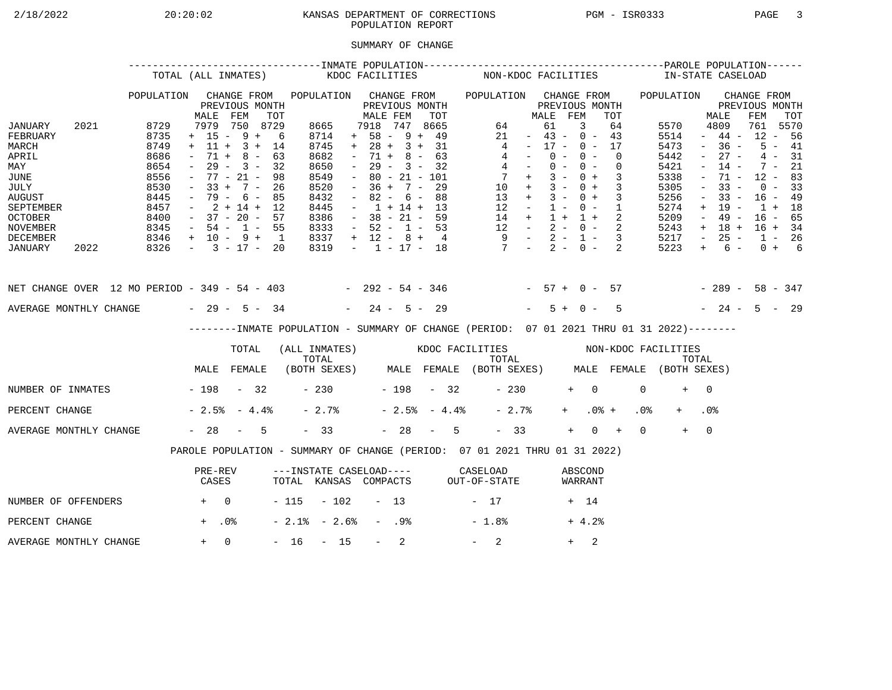KANSAS DEPARTMENT OF CORRECTIONS
POPULATION REPORT

SUMMARY OF CHANGE

| | INMATE POPULATION | | | | | | | | | | | | PAROLE POPULATION | | | |
|---|---|---|---|---|---|---|---|---|---|---|---|---|---|---|---|---|
| | TOTAL (ALL INMATES) | | | | KDOC FACILITIES | | | | NON-KDOC FACILITIES | | | | IN-STATE CASELOAD | | | |
| | POPULATION | CHANGE FROM PREVIOUS MONTH | | | POPULATION | CHANGE FROM PREVIOUS MONTH | | | POPULATION | CHANGE FROM PREVIOUS MONTH | | | POPULATION | CHANGE FROM PREVIOUS MONTH | | |
| | | MALE | FEM | TOT | | MALE | FEM | TOT | | MALE | FEM | TOT | | MALE | FEM | TOT |
| JANUARY 2021 | 8729 | 7979 | 750 | 8729 | 8665 | 7918 | 747 | 8665 | 64 | 61 | 3 | 64 | 5570 | 4809 | 761 | 5570 |
| FEBRUARY | 8735 | + 15 | - 9 | + 6 | 8714 | + 58 | - 9 | + 49 | 21 | - 43 | - 0 | - 43 | 5514 | - 44 | - 12 | - 56 |
| MARCH | 8749 | + 11 | + 3 | + 14 | 8745 | + 28 | + 3 | + 31 | 4 | - 17 | - 0 | - 17 | 5473 | - 36 | - 5 | - 41 |
| APRIL | 8686 | - 71 | + 8 | - 63 | 8682 | - 71 | + 8 | - 63 | 4 | - 0 | - 0 | - 0 | 5442 | - 27 | - 4 | - 31 |
| MAY | 8654 | - 29 | - 3 | - 32 | 8650 | - 29 | - 3 | - 32 | 4 | - 0 | - 0 | - 0 | 5421 | - 14 | - 7 | - 21 |
| JUNE | 8556 | - 77 | - 21 | - 98 | 8549 | - 80 | - 21 | - 101 | 7 | + 3 | - 0 | + 3 | 5338 | - 71 | - 12 | - 83 |
| JULY | 8530 | - 33 | + 7 | - 26 | 8520 | - 36 | + 7 | - 29 | 10 | + 3 | - 0 | + 3 | 5305 | - 33 | - 0 | - 33 |
| AUGUST | 8445 | - 79 | - 6 | - 85 | 8432 | - 82 | - 6 | - 88 | 13 | + 3 | - 0 | + 3 | 5256 | - 33 | - 16 | - 49 |
| SEPTEMBER | 8457 | - 2 | + 14 | + 12 | 8445 | - 1 | + 14 | + 13 | 12 | - 1 | - 0 | - 1 | 5274 | + 19 | - 1 | + 18 |
| OCTOBER | 8400 | - 37 | - 20 | - 57 | 8386 | - 38 | - 21 | - 59 | 14 | + 1 | + 1 | + 2 | 5209 | - 49 | - 16 | - 65 |
| NOVEMBER | 8345 | - 54 | - 1 | - 55 | 8333 | - 52 | - 1 | - 53 | 12 | - 2 | - 0 | - 2 | 5243 | + 18 | + 16 | + 34 |
| DECEMBER | 8346 | + 10 | - 9 | + 1 | 8337 | + 12 | - 8 | + 4 | 9 | - 2 | - 1 | - 3 | 5217 | - 25 | - 1 | - 26 |
| JANUARY 2022 | 8326 | - 3 | - 17 | - 20 | 8319 | - 1 | - 17 | - 18 | 7 | - 2 | - 0 | - 2 | 5223 | + 6 | - 0 | + 6 |
| NET CHANGE OVER 12 MO PERIOD | | - 349 | - 54 | - 403 | | - 292 | - 54 | - 346 | | - 57 | + 0 | - 57 | | - 289 | - 58 | - 347 |
| AVERAGE MONTHLY CHANGE | | - 29 | - 5 | - 34 | | - 24 | - 5 | - 29 | | - 5 | + 0 | - 5 | | - 24 | - 5 | - 29 |

INMATE POPULATION - SUMMARY OF CHANGE (PERIOD: 07 01 2021 THRU 01 31 2022)

| | TOTAL (ALL INMATES) | | | KDOC FACILITIES | | | NON-KDOC FACILITIES | | |
|---|---|---|---|---|---|---|---|---|---|
| | MALE | FEMALE | TOTAL (BOTH SEXES) | MALE | FEMALE | TOTAL (BOTH SEXES) | MALE | FEMALE | TOTAL (BOTH SEXES) |
| NUMBER OF INMATES | - 198 | - 32 | - 230 | - 198 | - 32 | - 230 | + 0 | 0 | + 0 |
| PERCENT CHANGE | - 2.5% | - 4.4% | - 2.7% | - 2.5% | - 4.4% | - 2.7% | + .0% | + .0% | + .0% |
| AVERAGE MONTHLY CHANGE | - 28 | - 5 | - 33 | - 28 | - 5 | - 33 | + 0 | + 0 | + 0 |

PAROLE POPULATION - SUMMARY OF CHANGE (PERIOD: 07 01 2021 THRU 01 31 2022)

| | PRE-REV CASES | INSTATE CASELOAD TOTAL | INSTATE CASELOAD KANSAS | INSTATE CASELOAD COMPACTS | CASELOAD OUT-OF-STATE | ABSCOND WARRANT |
|---|---|---|---|---|---|---|
| NUMBER OF OFFENDERS | + 0 | - 115 | - 102 | - 13 | - 17 | + 14 |
| PERCENT CHANGE | + .0% | - 2.1% | - 2.6% | - .9% | - 1.8% | + 4.2% |
| AVERAGE MONTHLY CHANGE | + 0 | - 16 | - 15 | - 2 | - 2 | + 2 |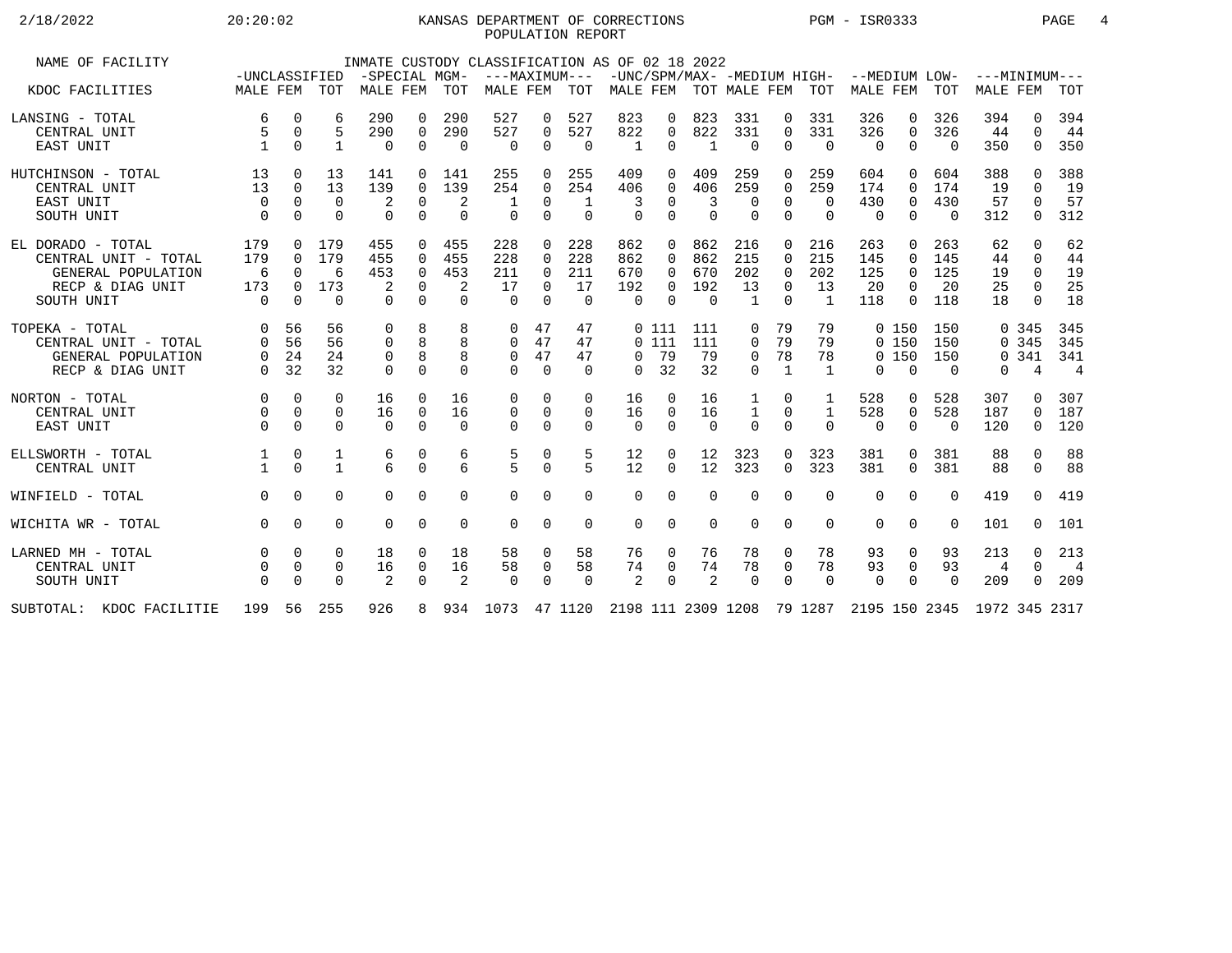# KANSAS DEPARTMENT OF CORRECTIONS
## POPULATION REPORT

2/18/2022 20:20:02 PGM - ISR0333

INMATE CUSTODY CLASSIFICATION AS OF 02 18 2022

| NAME OF FACILITY | -UNCLASSIFIED | | | -SPECIAL MGM- | | | ---MAXIMUM--- | | | -UNC/SPM/MAX- | | | -MEDIUM HIGH- | | | --MEDIUM LOW- | | | ---MINIMUM--- | | |
|---|---|---|---|---|---|---|---|---|---|---|---|---|---|---|---|---|---|---|---|---|---|
| KDOC FACILITIES | MALE | FEM | TOT | MALE | FEM | TOT | MALE | FEM | TOT | MALE | FEM | TOT | MALE | FEM | TOT | MALE | FEM | TOT | MALE | FEM | TOT |
| LANSING - TOTAL | 6 | 0 | 6 | 290 | 0 | 290 | 527 | 0 | 527 | 823 | 0 | 823 | 331 | 0 | 331 | 326 | 0 | 326 | 394 | 0 | 394 |
| CENTRAL UNIT | 5 | 0 | 5 | 290 | 0 | 290 | 527 | 0 | 527 | 822 | 0 | 822 | 331 | 0 | 331 | 326 | 0 | 326 | 44 | 0 | 44 |
| EAST UNIT | 1 | 0 | 1 | 0 | 0 | 0 | 0 | 0 | 0 | 1 | 0 | 1 | 0 | 0 | 0 | 0 | 0 | 0 | 350 | 0 | 350 |
| HUTCHINSON - TOTAL | 13 | 0 | 13 | 141 | 0 | 141 | 255 | 0 | 255 | 409 | 0 | 409 | 259 | 0 | 259 | 604 | 0 | 604 | 388 | 0 | 388 |
| CENTRAL UNIT | 13 | 0 | 13 | 139 | 0 | 139 | 254 | 0 | 254 | 406 | 0 | 406 | 259 | 0 | 259 | 174 | 0 | 174 | 19 | 0 | 19 |
| EAST UNIT | 0 | 0 | 0 | 2 | 0 | 2 | 1 | 0 | 1 | 3 | 0 | 3 | 0 | 0 | 0 | 430 | 0 | 430 | 57 | 0 | 57 |
| SOUTH UNIT | 0 | 0 | 0 | 0 | 0 | 0 | 0 | 0 | 0 | 0 | 0 | 0 | 0 | 0 | 0 | 0 | 0 | 0 | 312 | 0 | 312 |
| EL DORADO - TOTAL | 179 | 0 | 179 | 455 | 0 | 455 | 228 | 0 | 228 | 862 | 0 | 862 | 216 | 0 | 216 | 263 | 0 | 263 | 62 | 0 | 62 |
| CENTRAL UNIT - TOTAL | 179 | 0 | 179 | 455 | 0 | 455 | 228 | 0 | 228 | 862 | 0 | 862 | 215 | 0 | 215 | 145 | 0 | 145 | 44 | 0 | 44 |
| GENERAL POPULATION | 6 | 0 | 6 | 453 | 0 | 453 | 211 | 0 | 211 | 670 | 0 | 670 | 202 | 0 | 202 | 125 | 0 | 125 | 19 | 0 | 19 |
| RECP & DIAG UNIT | 173 | 0 | 173 | 2 | 0 | 2 | 17 | 0 | 17 | 192 | 0 | 192 | 13 | 0 | 13 | 20 | 0 | 20 | 25 | 0 | 25 |
| SOUTH UNIT | 0 | 0 | 0 | 0 | 0 | 0 | 0 | 0 | 0 | 0 | 0 | 0 | 1 | 0 | 1 | 118 | 0 | 118 | 18 | 0 | 18 |
| TOPEKA - TOTAL | 0 | 56 | 56 | 0 | 8 | 8 | 0 | 47 | 47 | 0 | 111 | 111 | 0 | 79 | 79 | 0 | 150 | 150 | 0 | 345 | 345 |
| CENTRAL UNIT - TOTAL | 0 | 56 | 56 | 0 | 8 | 8 | 0 | 47 | 47 | 0 | 111 | 111 | 0 | 79 | 79 | 0 | 150 | 150 | 0 | 345 | 345 |
| GENERAL POPULATION | 0 | 24 | 24 | 0 | 8 | 8 | 0 | 47 | 47 | 0 | 79 | 79 | 0 | 78 | 78 | 0 | 150 | 150 | 0 | 341 | 341 |
| RECP & DIAG UNIT | 0 | 32 | 32 | 0 | 0 | 0 | 0 | 0 | 0 | 0 | 32 | 32 | 0 | 1 | 1 | 0 | 0 | 0 | 0 | 4 | 4 |
| NORTON - TOTAL | 0 | 0 | 0 | 16 | 0 | 16 | 0 | 0 | 0 | 16 | 0 | 16 | 1 | 0 | 1 | 528 | 0 | 528 | 307 | 0 | 307 |
| CENTRAL UNIT | 0 | 0 | 0 | 16 | 0 | 16 | 0 | 0 | 0 | 16 | 0 | 16 | 1 | 0 | 1 | 528 | 0 | 528 | 187 | 0 | 187 |
| EAST UNIT | 0 | 0 | 0 | 0 | 0 | 0 | 0 | 0 | 0 | 0 | 0 | 0 | 0 | 0 | 0 | 0 | 0 | 0 | 120 | 0 | 120 |
| ELLSWORTH - TOTAL | 1 | 0 | 1 | 6 | 0 | 6 | 5 | 0 | 5 | 12 | 0 | 12 | 323 | 0 | 323 | 381 | 0 | 381 | 88 | 0 | 88 |
| CENTRAL UNIT | 1 | 0 | 1 | 6 | 0 | 6 | 5 | 0 | 5 | 12 | 0 | 12 | 323 | 0 | 323 | 381 | 0 | 381 | 88 | 0 | 88 |
| WINFIELD - TOTAL | 0 | 0 | 0 | 0 | 0 | 0 | 0 | 0 | 0 | 0 | 0 | 0 | 0 | 0 | 0 | 0 | 0 | 0 | 419 | 0 | 419 |
| WICHITA WR - TOTAL | 0 | 0 | 0 | 0 | 0 | 0 | 0 | 0 | 0 | 0 | 0 | 0 | 0 | 0 | 0 | 0 | 0 | 0 | 101 | 0 | 101 |
| LARNED MH - TOTAL | 0 | 0 | 0 | 18 | 0 | 18 | 58 | 0 | 58 | 76 | 0 | 76 | 78 | 0 | 78 | 93 | 0 | 93 | 213 | 0 | 213 |
| CENTRAL UNIT | 0 | 0 | 0 | 16 | 0 | 16 | 58 | 0 | 58 | 74 | 0 | 74 | 78 | 0 | 78 | 93 | 0 | 93 | 4 | 0 | 4 |
| SOUTH UNIT | 0 | 0 | 0 | 2 | 0 | 2 | 0 | 0 | 0 | 2 | 0 | 2 | 0 | 0 | 0 | 0 | 0 | 0 | 209 | 0 | 209 |
| SUBTOTAL: KDOC FACILITIE | 199 | 56 | 255 | 926 | 8 | 934 | 1073 | 47 | 1120 | 2198 | 111 | 2309 | 1208 | 79 | 1287 | 2195 | 150 | 2345 | 1972 | 345 | 2317 |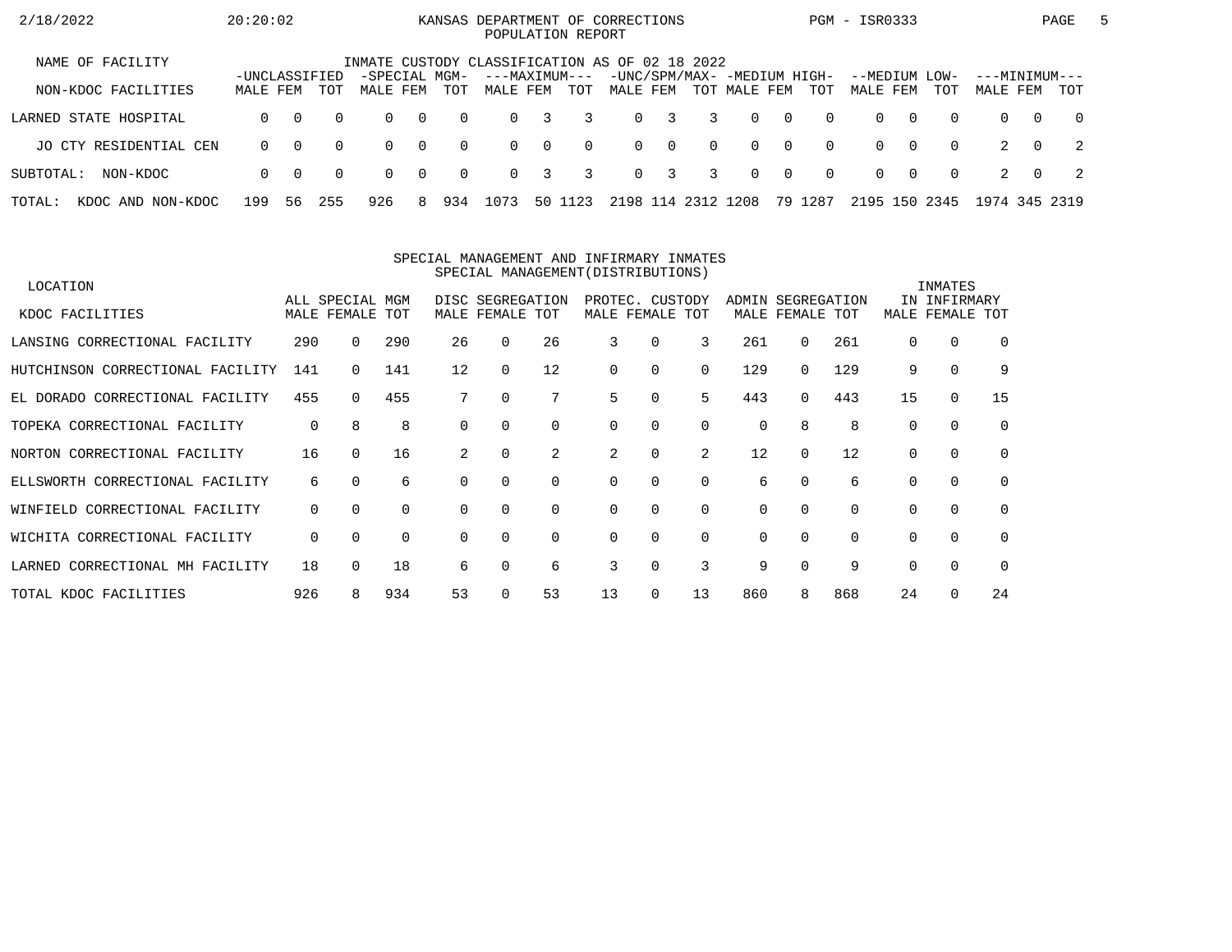KANSAS DEPARTMENT OF CORRECTIONS
POPULATION REPORT

INMATE CUSTODY CLASSIFICATION AS OF 02 18 2022

| NAME OF FACILITY / NON-KDOC FACILITIES | -UNCLASSIFIED- | | | -SPECIAL MGM- | | | ---MAXIMUM--- | | | -UNC/SPM/MAX- | | | -MEDIUM HIGH- | | | --MEDIUM LOW- | | | ---MINIMUM--- | | |
|---|---|---|---|---|---|---|---|---|---|---|---|---|---|---|---|---|---|---|---|---|---|
| | MALE | FEM | TOT | MALE | FEM | TOT | MALE | FEM | TOT | MALE | FEM | TOT | MALE | FEM | TOT | MALE | FEM | TOT | MALE | FEM | TOT |
| LARNED STATE HOSPITAL | 0 | 0 | 0 | 0 | 0 | 0 | 0 | 3 | 3 | 0 | 3 | 3 | 0 | 0 | 0 | 0 | 0 | 0 | 0 | 0 | 0 |
| JO CTY RESIDENTIAL CEN | 0 | 0 | 0 | 0 | 0 | 0 | 0 | 0 | 0 | 0 | 0 | 0 | 0 | 0 | 0 | 0 | 0 | 0 | 2 | 0 | 2 |
| SUBTOTAL: NON-KDOC | 0 | 0 | 0 | 0 | 0 | 0 | 0 | 3 | 3 | 0 | 3 | 3 | 0 | 0 | 0 | 0 | 0 | 0 | 2 | 0 | 2 |
| TOTAL: KDOC AND NON-KDOC | 199 | 56 | 255 | 926 | 8 | 934 | 1073 | 50 | 1123 | 2198 | 114 | 2312 | 1208 | 79 | 1287 | 2195 | 150 | 2345 | 1974 | 345 | 2319 |

SPECIAL MANAGEMENT AND INFIRMARY INMATES
SPECIAL MANAGEMENT(DISTRIBUTIONS)

| LOCATION / KDOC FACILITIES | ALL SPECIAL MGM | | | DISC SEGREGATION | | | PROTEC. CUSTODY | | | ADMIN SEGREGATION | | | INMATES IN INFIRMARY | | |
|---|---|---|---|---|---|---|---|---|---|---|---|---|---|---|---|
| | MALE | FEMALE | TOT | MALE | FEMALE | TOT | MALE | FEMALE | TOT | MALE | FEMALE | TOT | MALE | FEMALE | TOT |
| LANSING CORRECTIONAL FACILITY | 290 | 0 | 290 | 26 | 0 | 26 | 3 | 0 | 3 | 261 | 0 | 261 | 0 | 0 | 0 |
| HUTCHINSON CORRECTIONAL FACILITY | 141 | 0 | 141 | 12 | 0 | 12 | 0 | 0 | 0 | 129 | 0 | 129 | 9 | 0 | 9 |
| EL DORADO CORRECTIONAL FACILITY | 455 | 0 | 455 | 7 | 0 | 7 | 5 | 0 | 5 | 443 | 0 | 443 | 15 | 0 | 15 |
| TOPEKA CORRECTIONAL FACILITY | 0 | 8 | 8 | 0 | 0 | 0 | 0 | 0 | 0 | 0 | 8 | 8 | 0 | 0 | 0 |
| NORTON CORRECTIONAL FACILITY | 16 | 0 | 16 | 2 | 0 | 2 | 2 | 0 | 2 | 12 | 0 | 12 | 0 | 0 | 0 |
| ELLSWORTH CORRECTIONAL FACILITY | 6 | 0 | 6 | 0 | 0 | 0 | 0 | 0 | 0 | 6 | 0 | 6 | 0 | 0 | 0 |
| WINFIELD CORRECTIONAL FACILITY | 0 | 0 | 0 | 0 | 0 | 0 | 0 | 0 | 0 | 0 | 0 | 0 | 0 | 0 | 0 |
| WICHITA CORRECTIONAL FACILITY | 0 | 0 | 0 | 0 | 0 | 0 | 0 | 0 | 0 | 0 | 0 | 0 | 0 | 0 | 0 |
| LARNED CORRECTIONAL MH FACILITY | 18 | 0 | 18 | 6 | 0 | 6 | 3 | 0 | 3 | 9 | 0 | 9 | 0 | 0 | 0 |
| TOTAL KDOC FACILITIES | 926 | 8 | 934 | 53 | 0 | 53 | 13 | 0 | 13 | 860 | 8 | 868 | 24 | 0 | 24 |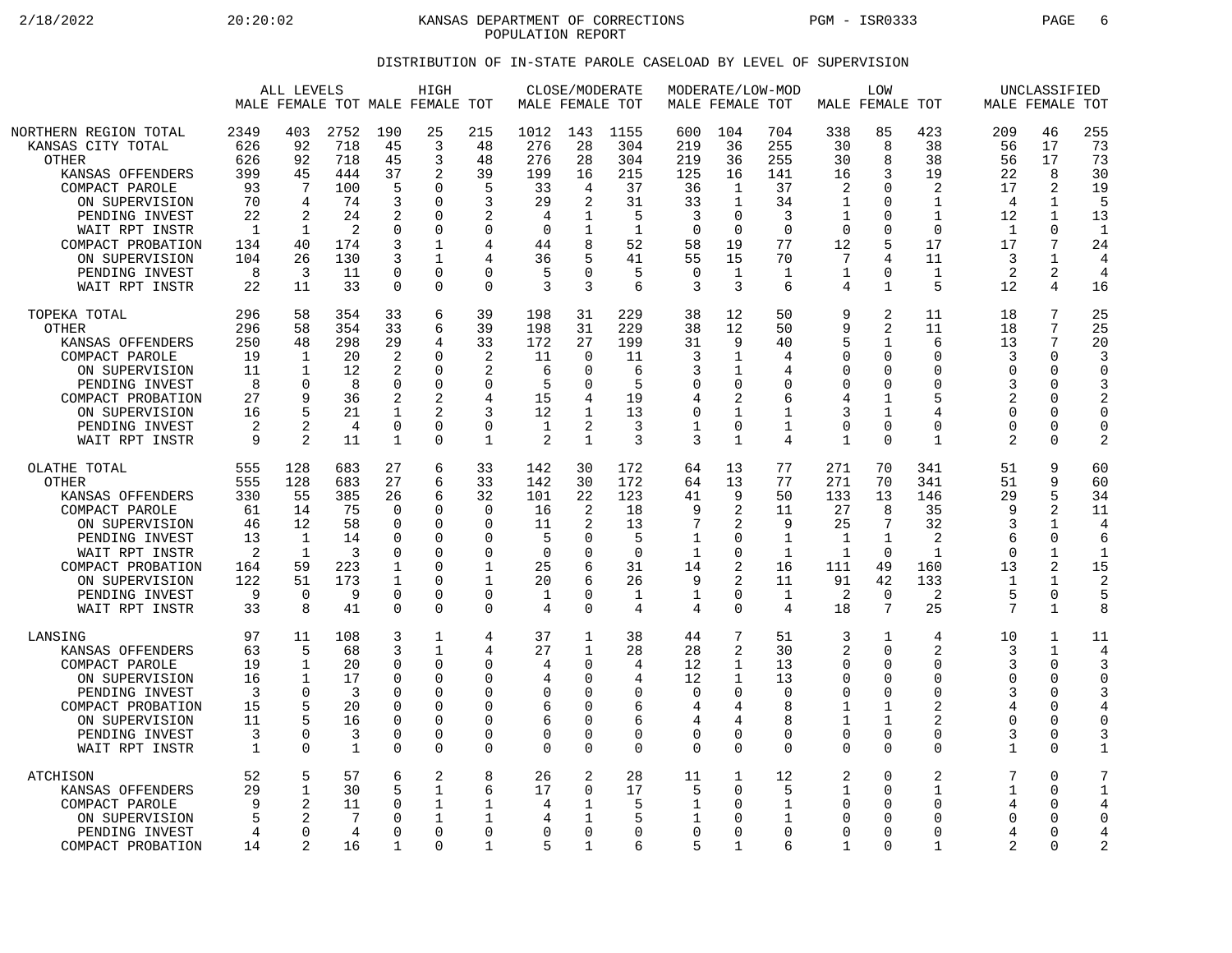# KANSAS DEPARTMENT OF CORRECTIONS
## POPULATION REPORT

### DISTRIBUTION OF IN-STATE PAROLE CASELOAD BY LEVEL OF SUPERVISION

| | ALL LEVELS | | | HIGH | | | CLOSE/MODERATE | | | MODERATE/LOW-MOD | | | LOW | | | UNCLASSIFIED | | |
|---|---|---|---|---|---|---|---|---|---|---|---|---|---|---|---|---|---|---|
| | MALE | FEMALE | TOT | MALE | FEMALE | TOT | MALE | FEMALE | TOT | MALE | FEMALE | TOT | MALE | FEMALE | TOT | MALE | FEMALE | TOT |
| NORTHERN REGION TOTAL | 2349 | 403 | 2752 | 190 | 25 | 215 | 1012 | 143 | 1155 | 600 | 104 | 704 | 338 | 85 | 423 | 209 | 46 | 255 |
| KANSAS CITY TOTAL | 626 | 92 | 718 | 45 | 3 | 48 | 276 | 28 | 304 | 219 | 36 | 255 | 30 | 8 | 38 | 56 | 17 | 73 |
| OTHER | 626 | 92 | 718 | 45 | 3 | 48 | 276 | 28 | 304 | 219 | 36 | 255 | 30 | 8 | 38 | 56 | 17 | 73 |
| KANSAS OFFENDERS | 399 | 45 | 444 | 37 | 2 | 39 | 199 | 16 | 215 | 125 | 16 | 141 | 16 | 3 | 19 | 22 | 8 | 30 |
| COMPACT PAROLE | 93 | 7 | 100 | 5 | 0 | 5 | 33 | 4 | 37 | 36 | 1 | 37 | 2 | 0 | 2 | 17 | 2 | 19 |
| ON SUPERVISION | 70 | 4 | 74 | 3 | 0 | 3 | 29 | 2 | 31 | 33 | 1 | 34 | 1 | 0 | 1 | 4 | 1 | 5 |
| PENDING INVEST | 22 | 2 | 24 | 2 | 0 | 2 | 4 | 1 | 5 | 3 | 0 | 3 | 1 | 0 | 1 | 12 | 1 | 13 |
| WAIT RPT INSTR | 1 | 1 | 2 | 0 | 0 | 0 | 0 | 1 | 1 | 0 | 0 | 0 | 0 | 0 | 0 | 1 | 0 | 1 |
| COMPACT PROBATION | 134 | 40 | 174 | 3 | 1 | 4 | 44 | 8 | 52 | 58 | 19 | 77 | 12 | 5 | 17 | 17 | 7 | 24 |
| ON SUPERVISION | 104 | 26 | 130 | 3 | 1 | 4 | 36 | 5 | 41 | 55 | 15 | 70 | 7 | 4 | 11 | 3 | 1 | 4 |
| PENDING INVEST | 8 | 3 | 11 | 0 | 0 | 0 | 5 | 0 | 5 | 0 | 1 | 1 | 1 | 0 | 1 | 2 | 2 | 4 |
| WAIT RPT INSTR | 22 | 11 | 33 | 0 | 0 | 0 | 3 | 3 | 6 | 3 | 3 | 6 | 4 | 1 | 5 | 12 | 4 | 16 |
| TOPEKA TOTAL | 296 | 58 | 354 | 33 | 6 | 39 | 198 | 31 | 229 | 38 | 12 | 50 | 9 | 2 | 11 | 18 | 7 | 25 |
| OTHER | 296 | 58 | 354 | 33 | 6 | 39 | 198 | 31 | 229 | 38 | 12 | 50 | 9 | 2 | 11 | 18 | 7 | 25 |
| KANSAS OFFENDERS | 250 | 48 | 298 | 29 | 4 | 33 | 172 | 27 | 199 | 31 | 9 | 40 | 5 | 1 | 6 | 13 | 7 | 20 |
| COMPACT PAROLE | 19 | 1 | 20 | 2 | 0 | 2 | 11 | 0 | 11 | 3 | 1 | 4 | 0 | 0 | 0 | 3 | 0 | 3 |
| ON SUPERVISION | 11 | 1 | 12 | 2 | 0 | 2 | 6 | 0 | 6 | 3 | 1 | 4 | 0 | 0 | 0 | 0 | 0 | 0 |
| PENDING INVEST | 8 | 0 | 8 | 0 | 0 | 0 | 5 | 0 | 5 | 0 | 0 | 0 | 0 | 0 | 0 | 3 | 0 | 3 |
| COMPACT PROBATION | 27 | 9 | 36 | 2 | 2 | 4 | 15 | 4 | 19 | 4 | 2 | 6 | 4 | 1 | 5 | 2 | 0 | 2 |
| ON SUPERVISION | 16 | 5 | 21 | 1 | 2 | 3 | 12 | 1 | 13 | 0 | 1 | 1 | 3 | 1 | 4 | 0 | 0 | 0 |
| PENDING INVEST | 2 | 2 | 4 | 0 | 0 | 0 | 1 | 2 | 3 | 1 | 0 | 1 | 0 | 0 | 0 | 0 | 0 | 0 |
| WAIT RPT INSTR | 9 | 2 | 11 | 1 | 0 | 1 | 2 | 1 | 3 | 3 | 1 | 4 | 1 | 0 | 1 | 2 | 0 | 2 |
| OLATHE TOTAL | 555 | 128 | 683 | 27 | 6 | 33 | 142 | 30 | 172 | 64 | 13 | 77 | 271 | 70 | 341 | 51 | 9 | 60 |
| OTHER | 555 | 128 | 683 | 27 | 6 | 33 | 142 | 30 | 172 | 64 | 13 | 77 | 271 | 70 | 341 | 51 | 9 | 60 |
| KANSAS OFFENDERS | 330 | 55 | 385 | 26 | 6 | 32 | 101 | 22 | 123 | 41 | 9 | 50 | 133 | 13 | 146 | 29 | 5 | 34 |
| COMPACT PAROLE | 61 | 14 | 75 | 0 | 0 | 0 | 16 | 2 | 18 | 9 | 2 | 11 | 27 | 8 | 35 | 9 | 2 | 11 |
| ON SUPERVISION | 46 | 12 | 58 | 0 | 0 | 0 | 11 | 2 | 13 | 7 | 2 | 9 | 25 | 7 | 32 | 3 | 1 | 4 |
| PENDING INVEST | 13 | 1 | 14 | 0 | 0 | 0 | 5 | 0 | 5 | 1 | 0 | 1 | 1 | 1 | 2 | 6 | 0 | 6 |
| WAIT RPT INSTR | 2 | 1 | 3 | 0 | 0 | 0 | 0 | 0 | 0 | 1 | 0 | 1 | 1 | 0 | 1 | 0 | 1 | 1 |
| COMPACT PROBATION | 164 | 59 | 223 | 1 | 0 | 1 | 25 | 6 | 31 | 14 | 2 | 16 | 111 | 49 | 160 | 13 | 2 | 15 |
| ON SUPERVISION | 122 | 51 | 173 | 1 | 0 | 1 | 20 | 6 | 26 | 9 | 2 | 11 | 91 | 42 | 133 | 1 | 1 | 2 |
| PENDING INVEST | 9 | 0 | 9 | 0 | 0 | 0 | 1 | 0 | 1 | 1 | 0 | 1 | 2 | 0 | 2 | 5 | 0 | 5 |
| WAIT RPT INSTR | 33 | 8 | 41 | 0 | 0 | 0 | 4 | 0 | 4 | 4 | 0 | 4 | 18 | 7 | 25 | 7 | 1 | 8 |
| LANSING | 97 | 11 | 108 | 3 | 1 | 4 | 37 | 1 | 38 | 44 | 7 | 51 | 3 | 1 | 4 | 10 | 1 | 11 |
| KANSAS OFFENDERS | 63 | 5 | 68 | 3 | 1 | 4 | 27 | 1 | 28 | 28 | 2 | 30 | 2 | 0 | 2 | 3 | 1 | 4 |
| COMPACT PAROLE | 19 | 1 | 20 | 0 | 0 | 0 | 4 | 0 | 4 | 12 | 1 | 13 | 0 | 0 | 0 | 3 | 0 | 3 |
| ON SUPERVISION | 16 | 1 | 17 | 0 | 0 | 0 | 4 | 0 | 4 | 12 | 1 | 13 | 0 | 0 | 0 | 0 | 0 | 0 |
| PENDING INVEST | 3 | 0 | 3 | 0 | 0 | 0 | 0 | 0 | 0 | 0 | 0 | 0 | 0 | 0 | 0 | 3 | 0 | 3 |
| COMPACT PROBATION | 15 | 5 | 20 | 0 | 0 | 0 | 6 | 0 | 6 | 4 | 4 | 8 | 1 | 1 | 2 | 4 | 0 | 4 |
| ON SUPERVISION | 11 | 5 | 16 | 0 | 0 | 0 | 6 | 0 | 6 | 4 | 4 | 8 | 1 | 1 | 2 | 0 | 0 | 0 |
| PENDING INVEST | 3 | 0 | 3 | 0 | 0 | 0 | 0 | 0 | 0 | 0 | 0 | 0 | 0 | 0 | 0 | 3 | 0 | 3 |
| WAIT RPT INSTR | 1 | 0 | 1 | 0 | 0 | 0 | 0 | 0 | 0 | 0 | 0 | 0 | 0 | 0 | 0 | 1 | 0 | 1 |
| ATCHISON | 52 | 5 | 57 | 6 | 2 | 8 | 26 | 2 | 28 | 11 | 1 | 12 | 2 | 0 | 2 | 7 | 0 | 7 |
| KANSAS OFFENDERS | 29 | 1 | 30 | 5 | 1 | 6 | 17 | 0 | 17 | 5 | 0 | 5 | 1 | 0 | 1 | 1 | 0 | 1 |
| COMPACT PAROLE | 9 | 2 | 11 | 0 | 1 | 1 | 4 | 1 | 5 | 1 | 0 | 1 | 0 | 0 | 0 | 4 | 0 | 4 |
| ON SUPERVISION | 5 | 2 | 7 | 0 | 1 | 1 | 4 | 1 | 5 | 1 | 0 | 1 | 0 | 0 | 0 | 0 | 0 | 0 |
| PENDING INVEST | 4 | 0 | 4 | 0 | 0 | 0 | 0 | 0 | 0 | 0 | 0 | 0 | 0 | 0 | 0 | 4 | 0 | 4 |
| COMPACT PROBATION | 14 | 2 | 16 | 1 | 0 | 1 | 5 | 1 | 6 | 5 | 1 | 6 | 1 | 0 | 1 | 2 | 0 | 2 |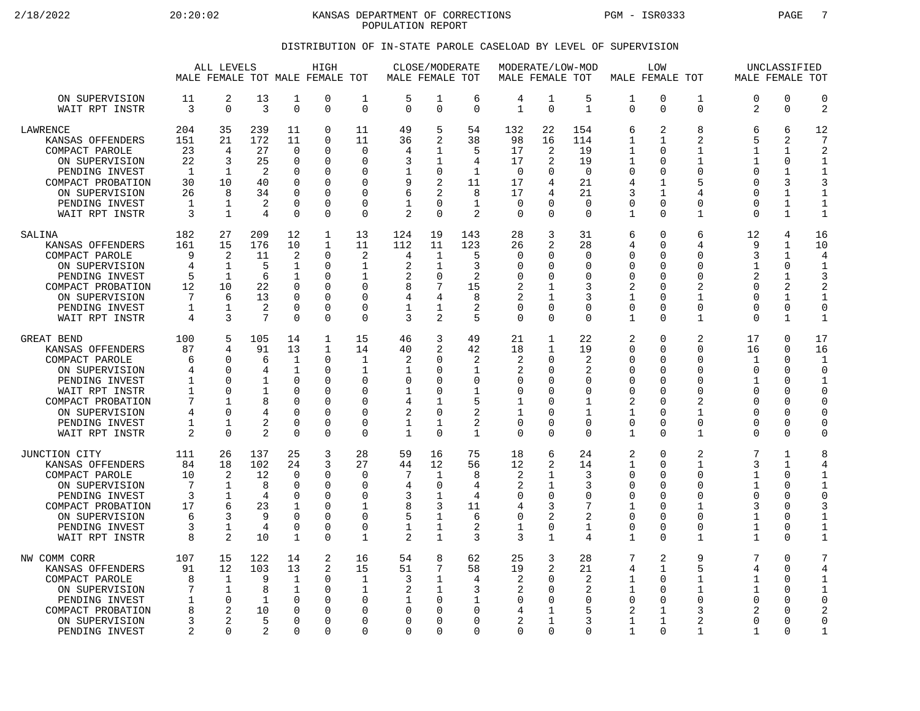KANSAS DEPARTMENT OF CORRECTIONS
POPULATION REPORT

DISTRIBUTION OF IN-STATE PAROLE CASELOAD BY LEVEL OF SUPERVISION

| | ALL LEVELS | | | HIGH | | | CLOSE/MODERATE | | | MODERATE/LOW-MOD | | | LOW | | | UNCLASSIFIED | | |
|---|---|---|---|---|---|---|---|---|---|---|---|---|---|---|---|---|---|---|
| | MALE | FEMALE | TOT | MALE | FEMALE | TOT | MALE | FEMALE | TOT | MALE | FEMALE | TOT | MALE | FEMALE | TOT | MALE | FEMALE | TOT |
| ON SUPERVISION | 11 | 2 | 13 | 1 | 0 | 1 | 5 | 1 | 6 | 4 | 1 | 5 | 1 | 0 | 1 | 0 | 0 | 0 |
| WAIT RPT INSTR | 3 | 0 | 3 | 0 | 0 | 0 | 0 | 0 | 0 | 1 | 0 | 1 | 0 | 0 | 0 | 2 | 0 | 2 |
| LAWRENCE | 204 | 35 | 239 | 11 | 0 | 11 | 49 | 5 | 54 | 132 | 22 | 154 | 6 | 2 | 8 | 6 | 6 | 12 |
| KANSAS OFFENDERS | 151 | 21 | 172 | 11 | 0 | 11 | 36 | 2 | 38 | 98 | 16 | 114 | 1 | 1 | 2 | 5 | 2 | 7 |
| COMPACT PAROLE | 23 | 4 | 27 | 0 | 0 | 0 | 4 | 1 | 5 | 17 | 2 | 19 | 1 | 0 | 1 | 1 | 1 | 2 |
| ON SUPERVISION | 22 | 3 | 25 | 0 | 0 | 0 | 3 | 1 | 4 | 17 | 2 | 19 | 1 | 0 | 1 | 1 | 0 | 1 |
| PENDING INVEST | 1 | 1 | 2 | 0 | 0 | 0 | 1 | 0 | 1 | 0 | 0 | 0 | 0 | 0 | 0 | 0 | 1 | 1 |
| COMPACT PROBATION | 30 | 10 | 40 | 0 | 0 | 0 | 9 | 2 | 11 | 17 | 4 | 21 | 4 | 1 | 5 | 0 | 3 | 3 |
| ON SUPERVISION | 26 | 8 | 34 | 0 | 0 | 0 | 6 | 2 | 8 | 17 | 4 | 21 | 3 | 1 | 4 | 0 | 1 | 1 |
| PENDING INVEST | 1 | 1 | 2 | 0 | 0 | 0 | 1 | 0 | 1 | 0 | 0 | 0 | 0 | 0 | 0 | 0 | 1 | 1 |
| WAIT RPT INSTR | 3 | 1 | 4 | 0 | 0 | 0 | 2 | 0 | 2 | 0 | 0 | 0 | 1 | 0 | 1 | 0 | 1 | 1 |
| SALINA | 182 | 27 | 209 | 12 | 1 | 13 | 124 | 19 | 143 | 28 | 3 | 31 | 6 | 0 | 6 | 12 | 4 | 16 |
| KANSAS OFFENDERS | 161 | 15 | 176 | 10 | 1 | 11 | 112 | 11 | 123 | 26 | 2 | 28 | 4 | 0 | 4 | 9 | 1 | 10 |
| COMPACT PAROLE | 9 | 2 | 11 | 2 | 0 | 2 | 4 | 1 | 5 | 0 | 0 | 0 | 0 | 0 | 0 | 3 | 1 | 4 |
| ON SUPERVISION | 4 | 1 | 5 | 1 | 0 | 1 | 2 | 1 | 3 | 0 | 0 | 0 | 0 | 0 | 0 | 1 | 0 | 1 |
| PENDING INVEST | 5 | 1 | 6 | 1 | 0 | 1 | 2 | 0 | 2 | 0 | 0 | 0 | 0 | 0 | 0 | 2 | 1 | 3 |
| COMPACT PROBATION | 12 | 10 | 22 | 0 | 0 | 0 | 8 | 7 | 15 | 2 | 1 | 3 | 2 | 0 | 2 | 0 | 2 | 2 |
| ON SUPERVISION | 7 | 6 | 13 | 0 | 0 | 0 | 4 | 4 | 8 | 2 | 1 | 3 | 1 | 0 | 1 | 0 | 1 | 1 |
| PENDING INVEST | 1 | 1 | 2 | 0 | 0 | 0 | 1 | 1 | 2 | 0 | 0 | 0 | 0 | 0 | 0 | 0 | 0 | 0 |
| WAIT RPT INSTR | 4 | 3 | 7 | 0 | 0 | 0 | 3 | 2 | 5 | 0 | 0 | 0 | 1 | 0 | 1 | 0 | 1 | 1 |
| GREAT BEND | 100 | 5 | 105 | 14 | 1 | 15 | 46 | 3 | 49 | 21 | 1 | 22 | 2 | 0 | 2 | 17 | 0 | 17 |
| KANSAS OFFENDERS | 87 | 4 | 91 | 13 | 1 | 14 | 40 | 2 | 42 | 18 | 1 | 19 | 0 | 0 | 0 | 16 | 0 | 16 |
| COMPACT PAROLE | 6 | 0 | 6 | 1 | 0 | 1 | 2 | 0 | 2 | 2 | 0 | 2 | 0 | 0 | 0 | 1 | 0 | 1 |
| ON SUPERVISION | 4 | 0 | 4 | 1 | 0 | 1 | 1 | 0 | 1 | 2 | 0 | 2 | 0 | 0 | 0 | 0 | 0 | 0 |
| PENDING INVEST | 1 | 0 | 1 | 0 | 0 | 0 | 0 | 0 | 0 | 0 | 0 | 0 | 0 | 0 | 0 | 1 | 0 | 1 |
| WAIT RPT INSTR | 1 | 0 | 1 | 0 | 0 | 0 | 1 | 0 | 1 | 0 | 0 | 0 | 0 | 0 | 0 | 0 | 0 | 0 |
| COMPACT PROBATION | 7 | 1 | 8 | 0 | 0 | 0 | 4 | 1 | 5 | 1 | 0 | 1 | 2 | 0 | 2 | 0 | 0 | 0 |
| ON SUPERVISION | 4 | 0 | 4 | 0 | 0 | 0 | 2 | 0 | 2 | 1 | 0 | 1 | 1 | 0 | 1 | 0 | 0 | 0 |
| PENDING INVEST | 1 | 1 | 2 | 0 | 0 | 0 | 1 | 1 | 2 | 0 | 0 | 0 | 0 | 0 | 0 | 0 | 0 | 0 |
| WAIT RPT INSTR | 2 | 0 | 2 | 0 | 0 | 0 | 1 | 0 | 1 | 0 | 0 | 0 | 1 | 0 | 1 | 0 | 0 | 0 |
| JUNCTION CITY | 111 | 26 | 137 | 25 | 3 | 28 | 59 | 16 | 75 | 18 | 6 | 24 | 2 | 0 | 2 | 7 | 1 | 8 |
| KANSAS OFFENDERS | 84 | 18 | 102 | 24 | 3 | 27 | 44 | 12 | 56 | 12 | 2 | 14 | 1 | 0 | 1 | 3 | 1 | 4 |
| COMPACT PAROLE | 10 | 2 | 12 | 0 | 0 | 0 | 7 | 1 | 8 | 2 | 1 | 3 | 0 | 0 | 0 | 1 | 0 | 1 |
| ON SUPERVISION | 7 | 1 | 8 | 0 | 0 | 0 | 4 | 0 | 4 | 2 | 1 | 3 | 0 | 0 | 0 | 1 | 0 | 1 |
| PENDING INVEST | 3 | 1 | 4 | 0 | 0 | 0 | 3 | 1 | 4 | 0 | 0 | 0 | 0 | 0 | 0 | 0 | 0 | 0 |
| COMPACT PROBATION | 17 | 6 | 23 | 1 | 0 | 1 | 8 | 3 | 11 | 4 | 3 | 7 | 1 | 0 | 1 | 3 | 0 | 3 |
| ON SUPERVISION | 6 | 3 | 9 | 0 | 0 | 0 | 5 | 1 | 6 | 0 | 2 | 2 | 0 | 0 | 0 | 1 | 0 | 1 |
| PENDING INVEST | 3 | 1 | 4 | 0 | 0 | 0 | 1 | 1 | 2 | 1 | 0 | 1 | 0 | 0 | 0 | 1 | 0 | 1 |
| WAIT RPT INSTR | 8 | 2 | 10 | 1 | 0 | 1 | 2 | 1 | 3 | 3 | 1 | 4 | 1 | 0 | 1 | 1 | 0 | 1 |
| NW COMM CORR | 107 | 15 | 122 | 14 | 2 | 16 | 54 | 8 | 62 | 25 | 3 | 28 | 7 | 2 | 9 | 7 | 0 | 7 |
| KANSAS OFFENDERS | 91 | 12 | 103 | 13 | 2 | 15 | 51 | 7 | 58 | 19 | 2 | 21 | 4 | 1 | 5 | 4 | 0 | 4 |
| COMPACT PAROLE | 8 | 1 | 9 | 1 | 0 | 1 | 3 | 1 | 4 | 2 | 0 | 2 | 1 | 0 | 1 | 1 | 0 | 1 |
| ON SUPERVISION | 7 | 1 | 8 | 1 | 0 | 1 | 2 | 1 | 3 | 2 | 0 | 2 | 1 | 0 | 1 | 1 | 0 | 1 |
| PENDING INVEST | 1 | 0 | 1 | 0 | 0 | 0 | 1 | 0 | 1 | 0 | 0 | 0 | 0 | 0 | 0 | 0 | 0 | 0 |
| COMPACT PROBATION | 8 | 2 | 10 | 0 | 0 | 0 | 0 | 0 | 0 | 4 | 1 | 5 | 2 | 1 | 3 | 2 | 0 | 2 |
| ON SUPERVISION | 3 | 2 | 5 | 0 | 0 | 0 | 0 | 0 | 0 | 2 | 1 | 3 | 1 | 1 | 2 | 0 | 0 | 0 |
| PENDING INVEST | 2 | 0 | 2 | 0 | 0 | 0 | 0 | 0 | 0 | 0 | 0 | 0 | 1 | 0 | 1 | 1 | 0 | 1 |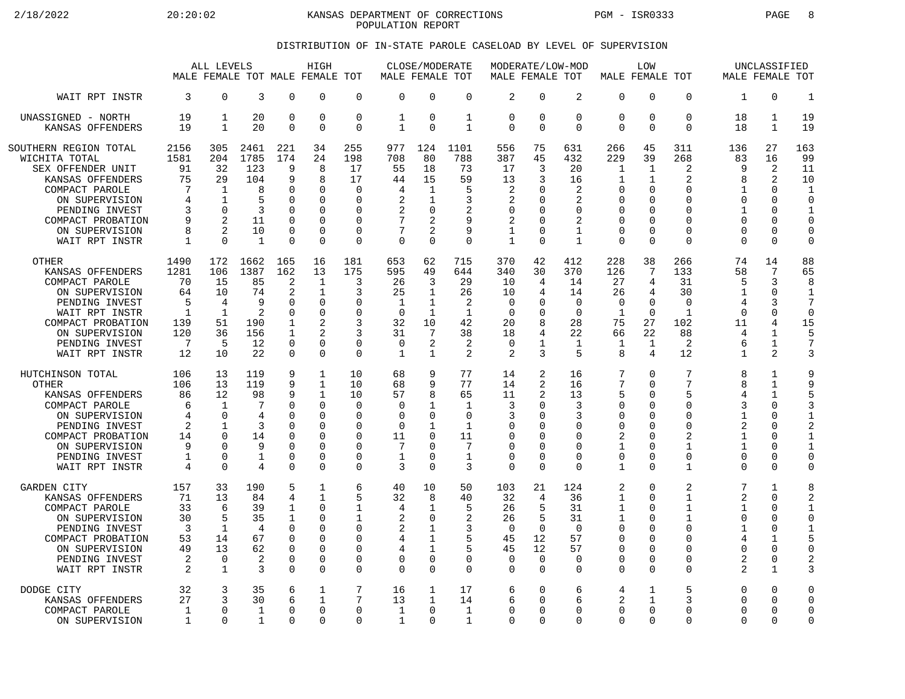KANSAS DEPARTMENT OF CORRECTIONS
POPULATION REPORT

## DISTRIBUTION OF IN-STATE PAROLE CASELOAD BY LEVEL OF SUPERVISION

| | ALL LEVELS | | | HIGH | | | CLOSE/MODERATE | | | MODERATE/LOW-MOD | | | LOW | | | UNCLASSIFIED | | |
|---|---|---|---|---|---|---|---|---|---|---|---|---|---|---|---|---|---|---|
| | MALE | FEMALE | TOT | MALE | FEMALE | TOT | MALE | FEMALE | TOT | MALE | FEMALE | TOT | MALE | FEMALE | TOT | MALE | FEMALE | TOT |
| WAIT RPT INSTR | 3 | 0 | 3 | 0 | 0 | 0 | 0 | 0 | 0 | 2 | 0 | 2 | 0 | 0 | 0 | 1 | 0 | 1 |
| UNASSIGNED - NORTH | 19 | 1 | 20 | 0 | 0 | 0 | 1 | 0 | 1 | 0 | 0 | 0 | 0 | 0 | 0 | 18 | 1 | 19 |
| KANSAS OFFENDERS | 19 | 1 | 20 | 0 | 0 | 0 | 1 | 0 | 1 | 0 | 0 | 0 | 0 | 0 | 0 | 18 | 1 | 19 |
| SOUTHERN REGION TOTAL | 2156 | 305 | 2461 | 221 | 34 | 255 | 977 | 124 | 1101 | 556 | 75 | 631 | 266 | 45 | 311 | 136 | 27 | 163 |
| WICHITA TOTAL | 1581 | 204 | 1785 | 174 | 24 | 198 | 708 | 80 | 788 | 387 | 45 | 432 | 229 | 39 | 268 | 83 | 16 | 99 |
| SEX OFFENDER UNIT | 91 | 32 | 123 | 9 | 8 | 17 | 55 | 18 | 73 | 17 | 3 | 20 | 1 | 1 | 2 | 9 | 2 | 11 |
| KANSAS OFFENDERS | 75 | 29 | 104 | 9 | 8 | 17 | 44 | 15 | 59 | 13 | 3 | 16 | 1 | 1 | 2 | 8 | 2 | 10 |
| COMPACT PAROLE | 7 | 1 | 8 | 0 | 0 | 0 | 4 | 1 | 5 | 2 | 0 | 2 | 0 | 0 | 0 | 1 | 0 | 1 |
| ON SUPERVISION | 4 | 1 | 5 | 0 | 0 | 0 | 2 | 1 | 3 | 2 | 0 | 2 | 0 | 0 | 0 | 0 | 0 | 0 |
| PENDING INVEST | 3 | 0 | 3 | 0 | 0 | 0 | 2 | 0 | 2 | 0 | 0 | 0 | 0 | 0 | 0 | 1 | 0 | 1 |
| COMPACT PROBATION | 9 | 2 | 11 | 0 | 0 | 0 | 7 | 2 | 9 | 2 | 0 | 2 | 0 | 0 | 0 | 0 | 0 | 0 |
| ON SUPERVISION | 8 | 2 | 10 | 0 | 0 | 0 | 7 | 2 | 9 | 1 | 0 | 1 | 0 | 0 | 0 | 0 | 0 | 0 |
| WAIT RPT INSTR | 1 | 0 | 1 | 0 | 0 | 0 | 0 | 0 | 0 | 1 | 0 | 1 | 0 | 0 | 0 | 0 | 0 | 0 |
| OTHER | 1490 | 172 | 1662 | 165 | 16 | 181 | 653 | 62 | 715 | 370 | 42 | 412 | 228 | 38 | 266 | 74 | 14 | 88 |
| KANSAS OFFENDERS | 1281 | 106 | 1387 | 162 | 13 | 175 | 595 | 49 | 644 | 340 | 30 | 370 | 126 | 7 | 133 | 58 | 7 | 65 |
| COMPACT PAROLE | 70 | 15 | 85 | 2 | 1 | 3 | 26 | 3 | 29 | 10 | 4 | 14 | 27 | 4 | 31 | 5 | 3 | 8 |
| ON SUPERVISION | 64 | 10 | 74 | 2 | 1 | 3 | 25 | 1 | 26 | 10 | 4 | 14 | 26 | 4 | 30 | 1 | 0 | 1 |
| PENDING INVEST | 5 | 4 | 9 | 0 | 0 | 0 | 1 | 1 | 2 | 0 | 0 | 0 | 0 | 0 | 0 | 4 | 3 | 7 |
| WAIT RPT INSTR | 1 | 1 | 2 | 0 | 0 | 0 | 0 | 1 | 1 | 0 | 0 | 0 | 1 | 0 | 1 | 0 | 0 | 0 |
| COMPACT PROBATION | 139 | 51 | 190 | 1 | 2 | 3 | 32 | 10 | 42 | 20 | 8 | 28 | 75 | 27 | 102 | 11 | 4 | 15 |
| ON SUPERVISION | 120 | 36 | 156 | 1 | 2 | 3 | 31 | 7 | 38 | 18 | 4 | 22 | 66 | 22 | 88 | 4 | 1 | 5 |
| PENDING INVEST | 7 | 5 | 12 | 0 | 0 | 0 | 0 | 2 | 2 | 0 | 1 | 1 | 1 | 1 | 2 | 6 | 1 | 7 |
| WAIT RPT INSTR | 12 | 10 | 22 | 0 | 0 | 0 | 1 | 1 | 2 | 2 | 3 | 5 | 8 | 4 | 12 | 1 | 2 | 3 |
| HUTCHINSON TOTAL | 106 | 13 | 119 | 9 | 1 | 10 | 68 | 9 | 77 | 14 | 2 | 16 | 7 | 0 | 7 | 8 | 1 | 9 |
| OTHER | 106 | 13 | 119 | 9 | 1 | 10 | 68 | 9 | 77 | 14 | 2 | 16 | 7 | 0 | 7 | 8 | 1 | 9 |
| KANSAS OFFENDERS | 86 | 12 | 98 | 9 | 1 | 10 | 57 | 8 | 65 | 11 | 2 | 13 | 5 | 0 | 5 | 4 | 1 | 5 |
| COMPACT PAROLE | 6 | 1 | 7 | 0 | 0 | 0 | 0 | 1 | 1 | 3 | 0 | 3 | 0 | 0 | 0 | 3 | 0 | 3 |
| ON SUPERVISION | 4 | 0 | 4 | 0 | 0 | 0 | 0 | 0 | 0 | 3 | 0 | 3 | 0 | 0 | 0 | 1 | 0 | 1 |
| PENDING INVEST | 2 | 1 | 3 | 0 | 0 | 0 | 0 | 1 | 1 | 0 | 0 | 0 | 0 | 0 | 0 | 2 | 0 | 2 |
| COMPACT PROBATION | 14 | 0 | 14 | 0 | 0 | 0 | 11 | 0 | 11 | 0 | 0 | 0 | 2 | 0 | 2 | 1 | 0 | 1 |
| ON SUPERVISION | 9 | 0 | 9 | 0 | 0 | 0 | 7 | 0 | 7 | 0 | 0 | 0 | 1 | 0 | 1 | 1 | 0 | 1 |
| PENDING INVEST | 1 | 0 | 1 | 0 | 0 | 0 | 1 | 0 | 1 | 0 | 0 | 0 | 0 | 0 | 0 | 0 | 0 | 0 |
| WAIT RPT INSTR | 4 | 0 | 4 | 0 | 0 | 0 | 3 | 0 | 3 | 0 | 0 | 0 | 1 | 0 | 1 | 0 | 0 | 0 |
| GARDEN CITY | 157 | 33 | 190 | 5 | 1 | 6 | 40 | 10 | 50 | 103 | 21 | 124 | 2 | 0 | 2 | 7 | 1 | 8 |
| KANSAS OFFENDERS | 71 | 13 | 84 | 4 | 1 | 5 | 32 | 8 | 40 | 32 | 4 | 36 | 1 | 0 | 1 | 2 | 0 | 2 |
| COMPACT PAROLE | 33 | 6 | 39 | 1 | 0 | 1 | 4 | 1 | 5 | 26 | 5 | 31 | 1 | 0 | 1 | 1 | 0 | 1 |
| ON SUPERVISION | 30 | 5 | 35 | 1 | 0 | 1 | 2 | 0 | 2 | 26 | 5 | 31 | 1 | 0 | 1 | 0 | 0 | 0 |
| PENDING INVEST | 3 | 1 | 4 | 0 | 0 | 0 | 2 | 1 | 3 | 0 | 0 | 0 | 0 | 0 | 0 | 1 | 0 | 1 |
| COMPACT PROBATION | 53 | 14 | 67 | 0 | 0 | 0 | 4 | 1 | 5 | 45 | 12 | 57 | 0 | 0 | 0 | 4 | 1 | 5 |
| ON SUPERVISION | 49 | 13 | 62 | 0 | 0 | 0 | 4 | 1 | 5 | 45 | 12 | 57 | 0 | 0 | 0 | 0 | 0 | 0 |
| PENDING INVEST | 2 | 0 | 2 | 0 | 0 | 0 | 0 | 0 | 0 | 0 | 0 | 0 | 0 | 0 | 0 | 2 | 0 | 2 |
| WAIT RPT INSTR | 2 | 1 | 3 | 0 | 0 | 0 | 0 | 0 | 0 | 0 | 0 | 0 | 0 | 0 | 0 | 2 | 1 | 3 |
| DODGE CITY | 32 | 3 | 35 | 6 | 1 | 7 | 16 | 1 | 17 | 6 | 0 | 6 | 4 | 1 | 5 | 0 | 0 | 0 |
| KANSAS OFFENDERS | 27 | 3 | 30 | 6 | 1 | 7 | 13 | 1 | 14 | 6 | 0 | 6 | 2 | 1 | 3 | 0 | 0 | 0 |
| COMPACT PAROLE | 1 | 0 | 1 | 0 | 0 | 0 | 1 | 0 | 1 | 0 | 0 | 0 | 0 | 0 | 0 | 0 | 0 | 0 |
| ON SUPERVISION | 1 | 0 | 1 | 0 | 0 | 0 | 1 | 0 | 1 | 0 | 0 | 0 | 0 | 0 | 0 | 0 | 0 | 0 |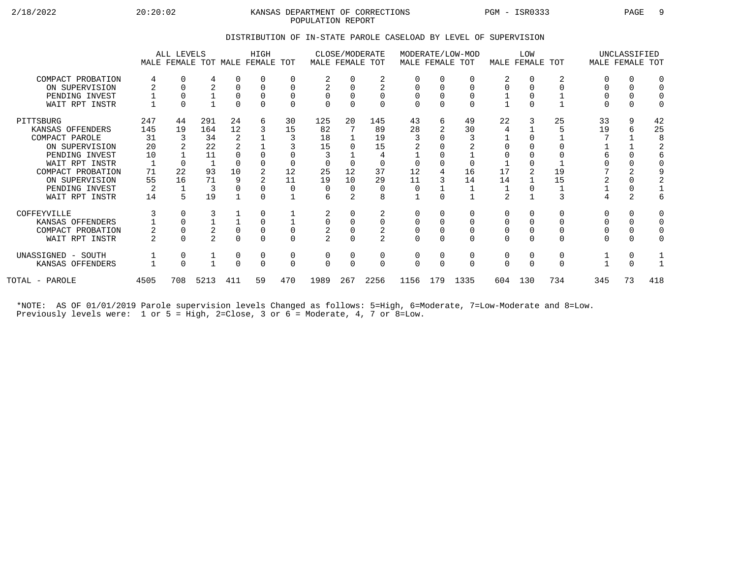## DISTRIBUTION OF IN-STATE PAROLE CASELOAD BY LEVEL OF SUPERVISION

| | ALL LEVELS | | | HIGH | | | CLOSE/MODERATE | | | MODERATE/LOW-MOD | | | LOW | | | UNCLASSIFIED | | |
|---|---|---|---|---|---|---|---|---|---|---|---|---|---|---|---|---|---|---|
| | MALE | FEMALE | TOT | MALE | FEMALE | TOT | MALE | FEMALE | TOT | MALE | FEMALE | TOT | MALE | FEMALE | TOT | MALE | FEMALE | TOT |
| COMPACT PROBATION | 4 | 0 | 4 | 0 | 0 | 0 | 2 | 0 | 2 | 0 | 0 | 0 | 2 | 0 | 2 | 0 | 0 | 0 |
| ON SUPERVISION | 2 | 0 | 2 | 0 | 0 | 0 | 2 | 0 | 2 | 0 | 0 | 0 | 0 | 0 | 0 | 0 | 0 | 0 |
| PENDING INVEST | 1 | 0 | 1 | 0 | 0 | 0 | 0 | 0 | 0 | 0 | 0 | 0 | 1 | 0 | 1 | 0 | 0 | 0 |
| WAIT RPT INSTR | 1 | 0 | 1 | 0 | 0 | 0 | 0 | 0 | 0 | 0 | 0 | 0 | 1 | 0 | 1 | 0 | 0 | 0 |
| PITTSBURG | 247 | 44 | 291 | 24 | 6 | 30 | 125 | 20 | 145 | 43 | 6 | 49 | 22 | 3 | 25 | 33 | 9 | 42 |
| KANSAS OFFENDERS | 145 | 19 | 164 | 12 | 3 | 15 | 82 | 7 | 89 | 28 | 2 | 30 | 4 | 1 | 5 | 19 | 6 | 25 |
| COMPACT PAROLE | 31 | 3 | 34 | 2 | 1 | 3 | 18 | 1 | 19 | 3 | 0 | 3 | 1 | 0 | 1 | 7 | 1 | 8 |
| ON SUPERVISION | 20 | 2 | 22 | 2 | 1 | 3 | 15 | 0 | 15 | 2 | 0 | 2 | 0 | 0 | 0 | 1 | 1 | 2 |
| PENDING INVEST | 10 | 1 | 11 | 0 | 0 | 0 | 3 | 1 | 4 | 1 | 0 | 1 | 0 | 0 | 0 | 6 | 0 | 6 |
| WAIT RPT INSTR | 1 | 0 | 1 | 0 | 0 | 0 | 0 | 0 | 0 | 0 | 0 | 0 | 1 | 0 | 1 | 0 | 0 | 0 |
| COMPACT PROBATION | 71 | 22 | 93 | 10 | 2 | 12 | 25 | 12 | 37 | 12 | 4 | 16 | 17 | 2 | 19 | 7 | 2 | 9 |
| ON SUPERVISION | 55 | 16 | 71 | 9 | 2 | 11 | 19 | 10 | 29 | 11 | 3 | 14 | 14 | 1 | 15 | 2 | 0 | 2 |
| PENDING INVEST | 2 | 1 | 3 | 0 | 0 | 0 | 0 | 0 | 0 | 0 | 1 | 1 | 1 | 0 | 1 | 1 | 0 | 1 |
| WAIT RPT INSTR | 14 | 5 | 19 | 1 | 0 | 1 | 6 | 2 | 8 | 1 | 0 | 1 | 2 | 1 | 3 | 4 | 2 | 6 |
| COFFEYVILLE | 3 | 0 | 3 | 1 | 0 | 1 | 2 | 0 | 2 | 0 | 0 | 0 | 0 | 0 | 0 | 0 | 0 | 0 |
| KANSAS OFFENDERS | 1 | 0 | 1 | 1 | 0 | 1 | 0 | 0 | 0 | 0 | 0 | 0 | 0 | 0 | 0 | 0 | 0 | 0 |
| COMPACT PROBATION | 2 | 0 | 2 | 0 | 0 | 0 | 2 | 0 | 2 | 0 | 0 | 0 | 0 | 0 | 0 | 0 | 0 | 0 |
| WAIT RPT INSTR | 2 | 0 | 2 | 0 | 0 | 0 | 2 | 0 | 2 | 0 | 0 | 0 | 0 | 0 | 0 | 0 | 0 | 0 |
| UNASSIGNED - SOUTH | 1 | 0 | 1 | 0 | 0 | 0 | 0 | 0 | 0 | 0 | 0 | 0 | 0 | 0 | 0 | 1 | 0 | 1 |
| KANSAS OFFENDERS | 1 | 0 | 1 | 0 | 0 | 0 | 0 | 0 | 0 | 0 | 0 | 0 | 0 | 0 | 0 | 1 | 0 | 1 |
| TOTAL - PAROLE | 4505 | 708 | 5213 | 411 | 59 | 470 | 1989 | 267 | 2256 | 1156 | 179 | 1335 | 604 | 130 | 734 | 345 | 73 | 418 |

*NOTE: AS OF 01/01/2019 Parole supervision levels Changed as follows: 5=High, 6=Moderate, 7=Low-Moderate and 8=Low.
Previously levels were: 1 or 5 = High, 2=Close, 3 or 6 = Moderate, 4, 7 or 8=Low.